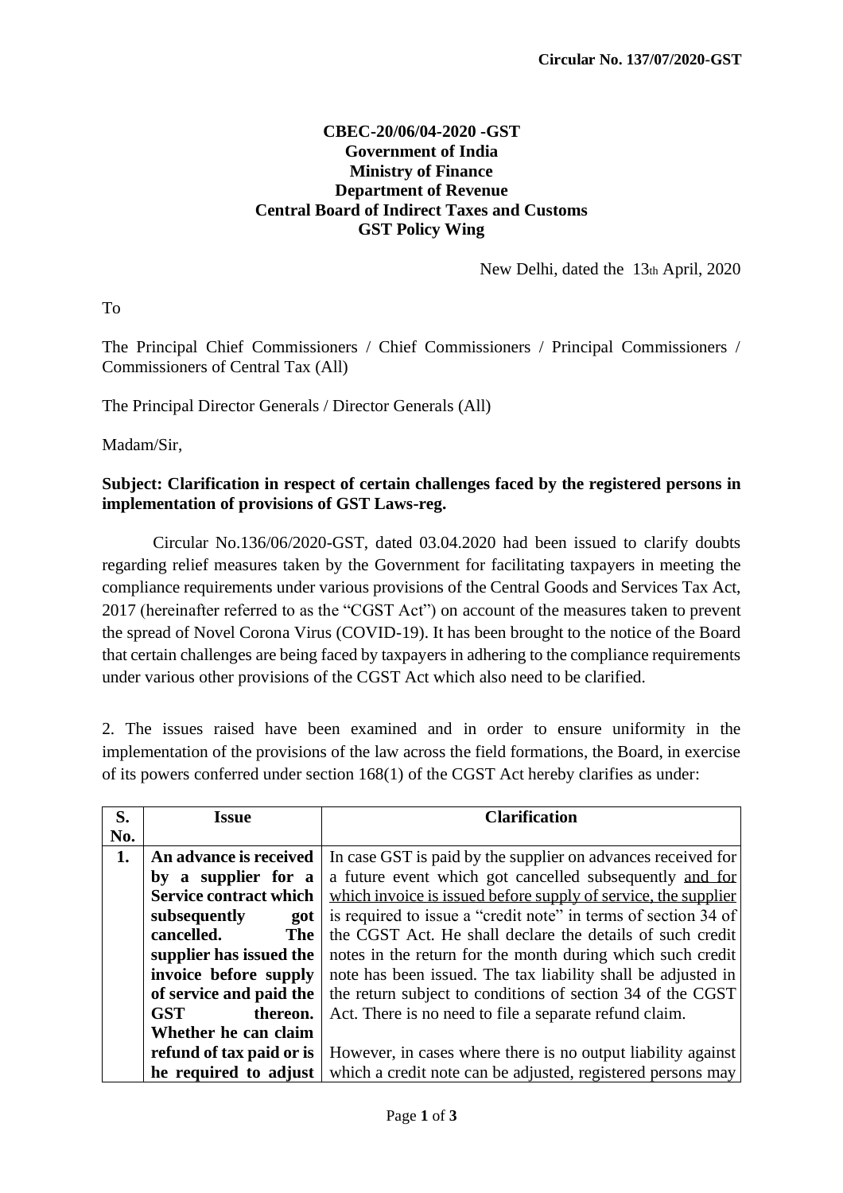**Circular No. 137/07/2020-GST**

**CBEC-20/06/04-2020 -GST**
**Government of India**
**Ministry of Finance**
**Department of Revenue**
**Central Board of Indirect Taxes and Customs**
**GST Policy Wing**

New Delhi, dated the 13th April, 2020

To

The Principal Chief Commissioners / Chief Commissioners / Principal Commissioners / Commissioners of Central Tax (All)

The Principal Director Generals / Director Generals (All)

Madam/Sir,

**Subject: Clarification in respect of certain challenges faced by the registered persons in implementation of provisions of GST Laws-reg.**

Circular No.136/06/2020-GST, dated 03.04.2020 had been issued to clarify doubts regarding relief measures taken by the Government for facilitating taxpayers in meeting the compliance requirements under various provisions of the Central Goods and Services Tax Act, 2017 (hereinafter referred to as the "CGST Act") on account of the measures taken to prevent the spread of Novel Corona Virus (COVID-19). It has been brought to the notice of the Board that certain challenges are being faced by taxpayers in adhering to the compliance requirements under various other provisions of the CGST Act which also need to be clarified.

2. The issues raised have been examined and in order to ensure uniformity in the implementation of the provisions of the law across the field formations, the Board, in exercise of its powers conferred under section 168(1) of the CGST Act hereby clarifies as under:

| S. No. | Issue | Clarification |
|---|---|---|
| **1.** | **An advance is received by a supplier for a Service contract which subsequently got cancelled. The supplier has issued the invoice before supply of service and paid the GST thereon. Whether he can claim refund of tax paid or is he required to adjust** | In case GST is paid by the supplier on advances received for a future event which got cancelled subsequently <u>and for which invoice is issued before supply of service, the supplier</u> is required to issue a "credit note" in terms of section 34 of the CGST Act. He shall declare the details of such credit notes in the return for the month during which such credit note has been issued. The tax liability shall be adjusted in the return subject to conditions of section 34 of the CGST Act. There is no need to file a separate refund claim.<br><br>However, in cases where there is no output liability against which a credit note can be adjusted, registered persons may |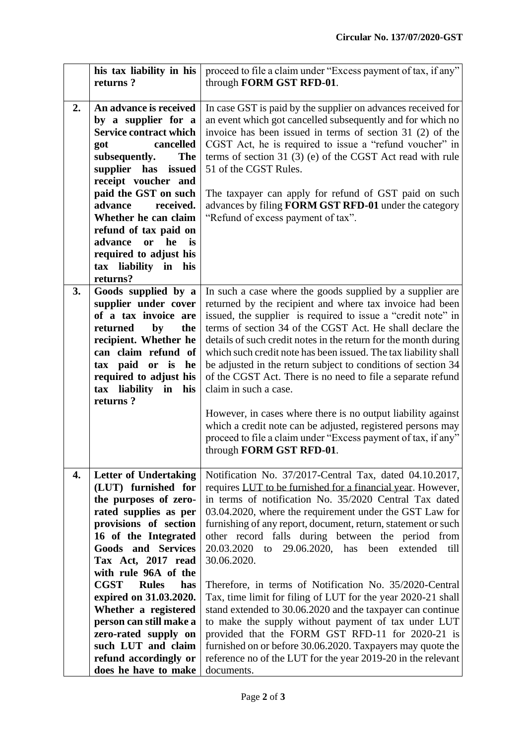| | | |
|---|---|---|
| | **his tax liability in his returns ?** | proceed to file a claim under "Excess payment of tax, if any" through **FORM GST RFD-01**. |
| **2.** | **An advance is received by a supplier for a Service contract which got cancelled subsequently. The supplier has issued receipt voucher and paid the GST on such advance received. Whether he can claim refund of tax paid on advance or he is required to adjust his tax liability in his returns?** | In case GST is paid by the supplier on advances received for an event which got cancelled subsequently and for which no invoice has been issued in terms of section 31 (2) of the CGST Act, he is required to issue a "refund voucher" in terms of section 31 (3) (e) of the CGST Act read with rule 51 of the CGST Rules.<br><br>The taxpayer can apply for refund of GST paid on such advances by filing **FORM GST RFD-01** under the category "Refund of excess payment of tax". |
| **3.** | **Goods supplied by a supplier under cover of a tax invoice are returned by the recipient. Whether he can claim refund of tax paid or is he required to adjust his tax liability in his returns ?** | In such a case where the goods supplied by a supplier are returned by the recipient and where tax invoice had been issued, the supplier is required to issue a "credit note" in terms of section 34 of the CGST Act. He shall declare the details of such credit notes in the return for the month during which such credit note has been issued. The tax liability shall be adjusted in the return subject to conditions of section 34 of the CGST Act. There is no need to file a separate refund claim in such a case.<br><br>However, in cases where there is no output liability against which a credit note can be adjusted, registered persons may proceed to file a claim under "Excess payment of tax, if any" through **FORM GST RFD-01**. |
| **4.** | **Letter of Undertaking (LUT) furnished for the purposes of zero-rated supplies as per provisions of section 16 of the Integrated Goods and Services Tax Act, 2017 read with rule 96A of the CGST Rules has expired on 31.03.2020. Whether a registered person can still make a zero-rated supply on such LUT and claim refund accordingly or does he have to make** | Notification No. 37/2017-Central Tax, dated 04.10.2017, requires LUT to be furnished for a financial year. However, in terms of notification No. 35/2020 Central Tax dated 03.04.2020, where the requirement under the GST Law for furnishing of any report, document, return, statement or such other record falls during between the period from 20.03.2020 to 29.06.2020, has been extended till 30.06.2020.<br><br>Therefore, in terms of Notification No. 35/2020-Central Tax, time limit for filing of LUT for the year 2020-21 shall stand extended to 30.06.2020 and the taxpayer can continue to make the supply without payment of tax under LUT provided that the FORM GST RFD-11 for 2020-21 is furnished on or before 30.06.2020. Taxpayers may quote the reference no of the LUT for the year 2019-20 in the relevant documents. |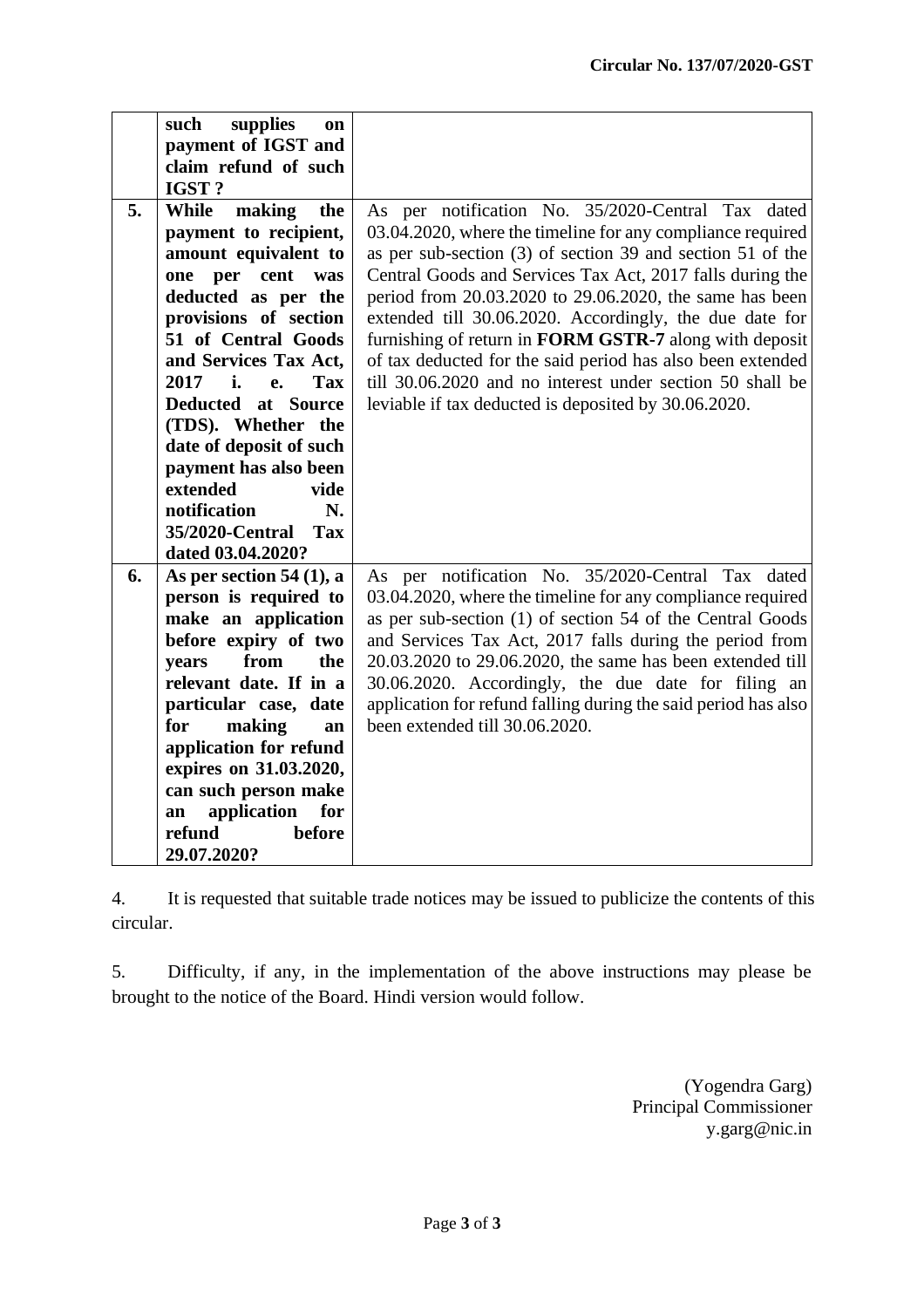| | | |
|---|---|---|
| | **such supplies on payment of IGST and claim refund of such IGST ?** | |
| **5.** | **While making the payment to recipient, amount equivalent to one per cent was deducted as per the provisions of section 51 of Central Goods and Services Tax Act, 2017 i. e. Tax Deducted at Source (TDS). Whether the date of deposit of such payment has also been extended vide notification N. 35/2020-Central Tax dated 03.04.2020?** | As per notification No. 35/2020-Central Tax dated 03.04.2020, where the timeline for any compliance required as per sub-section (3) of section 39 and section 51 of the Central Goods and Services Tax Act, 2017 falls during the period from 20.03.2020 to 29.06.2020, the same has been extended till 30.06.2020. Accordingly, the due date for furnishing of return in **FORM GSTR-7** along with deposit of tax deducted for the said period has also been extended till 30.06.2020 and no interest under section 50 shall be leviable if tax deducted is deposited by 30.06.2020. |
| **6.** | **As per section 54 (1), a person is required to make an application before expiry of two years from the relevant date. If in a particular case, date for making an application for refund expires on 31.03.2020, can such person make an application for refund before 29.07.2020?** | As per notification No. 35/2020-Central Tax dated 03.04.2020, where the timeline for any compliance required as per sub-section (1) of section 54 of the Central Goods and Services Tax Act, 2017 falls during the period from 20.03.2020 to 29.06.2020, the same has been extended till 30.06.2020. Accordingly, the due date for filing an application for refund falling during the said period has also been extended till 30.06.2020. |

4. It is requested that suitable trade notices may be issued to publicize the contents of this circular.

5. Difficulty, if any, in the implementation of the above instructions may please be brought to the notice of the Board. Hindi version would follow.

(Yogendra Garg)
Principal Commissioner
y.garg@nic.in